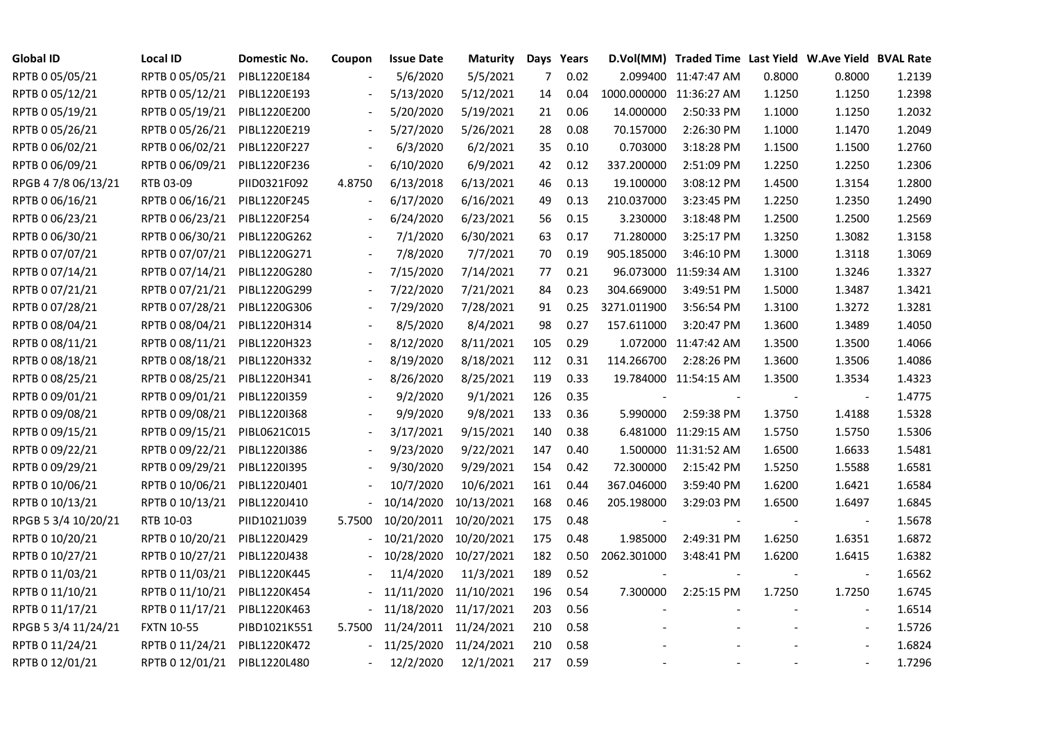| Global ID | Local ID | Domestic No. | Coupon | Issue Date | Maturity | Days | Years | D.Vol(MM) | Traded Time | Last Yield | W.Ave Yield | BVAL Rate |
|---|---|---|---|---|---|---|---|---|---|---|---|---|
| RPTB 0 05/05/21 | RPTB 0 05/05/21 | PIBL1220E184 | - | 5/6/2020 | 5/5/2021 | 7 | 0.02 | 2.099400 | 11:47:47 AM | 0.8000 | 0.8000 | 1.2139 |
| RPTB 0 05/12/21 | RPTB 0 05/12/21 | PIBL1220E193 | - | 5/13/2020 | 5/12/2021 | 14 | 0.04 | 1000.000000 | 11:36:27 AM | 1.1250 | 1.1250 | 1.2398 |
| RPTB 0 05/19/21 | RPTB 0 05/19/21 | PIBL1220E200 | - | 5/20/2020 | 5/19/2021 | 21 | 0.06 | 14.000000 | 2:50:33 PM | 1.1000 | 1.1250 | 1.2032 |
| RPTB 0 05/26/21 | RPTB 0 05/26/21 | PIBL1220E219 | - | 5/27/2020 | 5/26/2021 | 28 | 0.08 | 70.157000 | 2:26:30 PM | 1.1000 | 1.1470 | 1.2049 |
| RPTB 0 06/02/21 | RPTB 0 06/02/21 | PIBL1220F227 | - | 6/3/2020 | 6/2/2021 | 35 | 0.10 | 0.703000 | 3:18:28 PM | 1.1500 | 1.1500 | 1.2760 |
| RPTB 0 06/09/21 | RPTB 0 06/09/21 | PIBL1220F236 | - | 6/10/2020 | 6/9/2021 | 42 | 0.12 | 337.200000 | 2:51:09 PM | 1.2250 | 1.2250 | 1.2306 |
| RPGB 4 7/8 06/13/21 | RTB 03-09 | PIID0321F092 | 4.8750 | 6/13/2018 | 6/13/2021 | 46 | 0.13 | 19.100000 | 3:08:12 PM | 1.4500 | 1.3154 | 1.2800 |
| RPTB 0 06/16/21 | RPTB 0 06/16/21 | PIBL1220F245 | - | 6/17/2020 | 6/16/2021 | 49 | 0.13 | 210.037000 | 3:23:45 PM | 1.2250 | 1.2350 | 1.2490 |
| RPTB 0 06/23/21 | RPTB 0 06/23/21 | PIBL1220F254 | - | 6/24/2020 | 6/23/2021 | 56 | 0.15 | 3.230000 | 3:18:48 PM | 1.2500 | 1.2500 | 1.2569 |
| RPTB 0 06/30/21 | RPTB 0 06/30/21 | PIBL1220G262 | - | 7/1/2020 | 6/30/2021 | 63 | 0.17 | 71.280000 | 3:25:17 PM | 1.3250 | 1.3082 | 1.3158 |
| RPTB 0 07/07/21 | RPTB 0 07/07/21 | PIBL1220G271 | - | 7/8/2020 | 7/7/2021 | 70 | 0.19 | 905.185000 | 3:46:10 PM | 1.3000 | 1.3118 | 1.3069 |
| RPTB 0 07/14/21 | RPTB 0 07/14/21 | PIBL1220G280 | - | 7/15/2020 | 7/14/2021 | 77 | 0.21 | 96.073000 | 11:59:34 AM | 1.3100 | 1.3246 | 1.3327 |
| RPTB 0 07/21/21 | RPTB 0 07/21/21 | PIBL1220G299 | - | 7/22/2020 | 7/21/2021 | 84 | 0.23 | 304.669000 | 3:49:51 PM | 1.5000 | 1.3487 | 1.3421 |
| RPTB 0 07/28/21 | RPTB 0 07/28/21 | PIBL1220G306 | - | 7/29/2020 | 7/28/2021 | 91 | 0.25 | 3271.011900 | 3:56:54 PM | 1.3100 | 1.3272 | 1.3281 |
| RPTB 0 08/04/21 | RPTB 0 08/04/21 | PIBL1220H314 | - | 8/5/2020 | 8/4/2021 | 98 | 0.27 | 157.611000 | 3:20:47 PM | 1.3600 | 1.3489 | 1.4050 |
| RPTB 0 08/11/21 | RPTB 0 08/11/21 | PIBL1220H323 | - | 8/12/2020 | 8/11/2021 | 105 | 0.29 | 1.072000 | 11:47:42 AM | 1.3500 | 1.3500 | 1.4066 |
| RPTB 0 08/18/21 | RPTB 0 08/18/21 | PIBL1220H332 | - | 8/19/2020 | 8/18/2021 | 112 | 0.31 | 114.266700 | 2:28:26 PM | 1.3600 | 1.3506 | 1.4086 |
| RPTB 0 08/25/21 | RPTB 0 08/25/21 | PIBL1220H341 | - | 8/26/2020 | 8/25/2021 | 119 | 0.33 | 19.784000 | 11:54:15 AM | 1.3500 | 1.3534 | 1.4323 |
| RPTB 0 09/01/21 | RPTB 0 09/01/21 | PIBL1220I359 | - | 9/2/2020 | 9/1/2021 | 126 | 0.35 | - | - | - | - | 1.4775 |
| RPTB 0 09/08/21 | RPTB 0 09/08/21 | PIBL1220I368 | - | 9/9/2020 | 9/8/2021 | 133 | 0.36 | 5.990000 | 2:59:38 PM | 1.3750 | 1.4188 | 1.5328 |
| RPTB 0 09/15/21 | RPTB 0 09/15/21 | PIBL0621C015 | - | 3/17/2021 | 9/15/2021 | 140 | 0.38 | 6.481000 | 11:29:15 AM | 1.5750 | 1.5750 | 1.5306 |
| RPTB 0 09/22/21 | RPTB 0 09/22/21 | PIBL1220I386 | - | 9/23/2020 | 9/22/2021 | 147 | 0.40 | 1.500000 | 11:31:52 AM | 1.6500 | 1.6633 | 1.5481 |
| RPTB 0 09/29/21 | RPTB 0 09/29/21 | PIBL1220I395 | - | 9/30/2020 | 9/29/2021 | 154 | 0.42 | 72.300000 | 2:15:42 PM | 1.5250 | 1.5588 | 1.6581 |
| RPTB 0 10/06/21 | RPTB 0 10/06/21 | PIBL1220J401 | - | 10/7/2020 | 10/6/2021 | 161 | 0.44 | 367.046000 | 3:59:40 PM | 1.6200 | 1.6421 | 1.6584 |
| RPTB 0 10/13/21 | RPTB 0 10/13/21 | PIBL1220J410 | - | 10/14/2020 | 10/13/2021 | 168 | 0.46 | 205.198000 | 3:29:03 PM | 1.6500 | 1.6497 | 1.6845 |
| RPGB 5 3/4 10/20/21 | RTB 10-03 | PIID1021J039 | 5.7500 | 10/20/2011 | 10/20/2021 | 175 | 0.48 | - | - | - | - | 1.5678 |
| RPTB 0 10/20/21 | RPTB 0 10/20/21 | PIBL1220J429 | - | 10/21/2020 | 10/20/2021 | 175 | 0.48 | 1.985000 | 2:49:31 PM | 1.6250 | 1.6351 | 1.6872 |
| RPTB 0 10/27/21 | RPTB 0 10/27/21 | PIBL1220J438 | - | 10/28/2020 | 10/27/2021 | 182 | 0.50 | 2062.301000 | 3:48:41 PM | 1.6200 | 1.6415 | 1.6382 |
| RPTB 0 11/03/21 | RPTB 0 11/03/21 | PIBL1220K445 | - | 11/4/2020 | 11/3/2021 | 189 | 0.52 | - | - | - | - | 1.6562 |
| RPTB 0 11/10/21 | RPTB 0 11/10/21 | PIBL1220K454 | - | 11/11/2020 | 11/10/2021 | 196 | 0.54 | 7.300000 | 2:25:15 PM | 1.7250 | 1.7250 | 1.6745 |
| RPTB 0 11/17/21 | RPTB 0 11/17/21 | PIBL1220K463 | - | 11/18/2020 | 11/17/2021 | 203 | 0.56 | - | - | - | - | 1.6514 |
| RPGB 5 3/4 11/24/21 | FXTN 10-55 | PIBD1021K551 | 5.7500 | 11/24/2011 | 11/24/2021 | 210 | 0.58 | - | - | - | - | 1.5726 |
| RPTB 0 11/24/21 | RPTB 0 11/24/21 | PIBL1220K472 | - | 11/25/2020 | 11/24/2021 | 210 | 0.58 | - | - | - | - | 1.6824 |
| RPTB 0 12/01/21 | RPTB 0 12/01/21 | PIBL1220L480 | - | 12/2/2020 | 12/1/2021 | 217 | 0.59 | - | - | - | - | 1.7296 |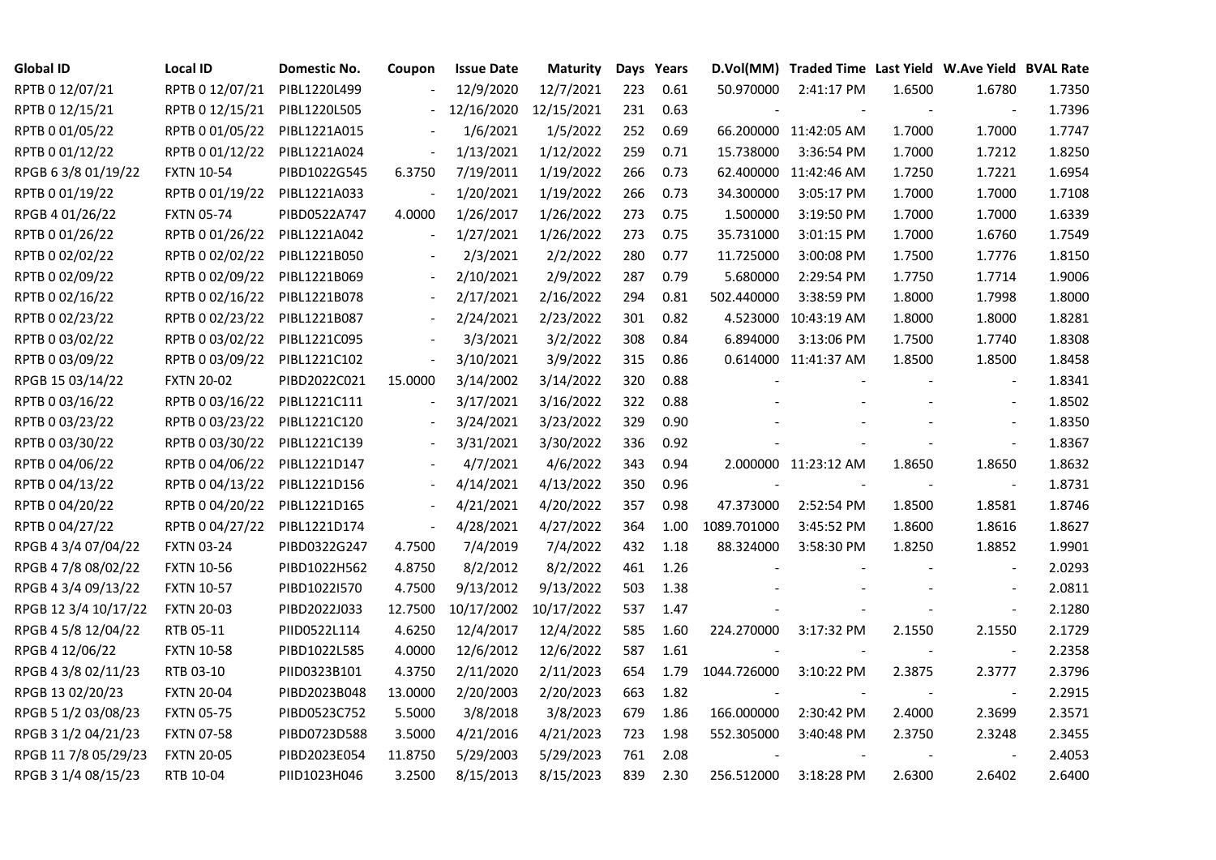| Global ID | Local ID | Domestic No. | Coupon | Issue Date | Maturity | Days | Years | D.Vol(MM) | Traded Time | Last Yield | W.Ave Yield | BVAL Rate |
|---|---|---|---|---|---|---|---|---|---|---|---|---|
| RPTB 0 12/07/21 | RPTB 0 12/07/21 | PIBL1220L499 | - | 12/9/2020 | 12/7/2021 | 223 | 0.61 | 50.970000 | 2:41:17 PM | 1.6500 | 1.6780 | 1.7350 |
| RPTB 0 12/15/21 | RPTB 0 12/15/21 | PIBL1220L505 | - | 12/16/2020 | 12/15/2021 | 231 | 0.63 | - | - | - | - | 1.7396 |
| RPTB 0 01/05/22 | RPTB 0 01/05/22 | PIBL1221A015 | - | 1/6/2021 | 1/5/2022 | 252 | 0.69 | 66.200000 | 11:42:05 AM | 1.7000 | 1.7000 | 1.7747 |
| RPTB 0 01/12/22 | RPTB 0 01/12/22 | PIBL1221A024 | - | 1/13/2021 | 1/12/2022 | 259 | 0.71 | 15.738000 | 3:36:54 PM | 1.7000 | 1.7212 | 1.8250 |
| RPGB 6 3/8 01/19/22 | FXTN 10-54 | PIBD1022G545 | 6.3750 | 7/19/2011 | 1/19/2022 | 266 | 0.73 | 62.400000 | 11:42:46 AM | 1.7250 | 1.7221 | 1.6954 |
| RPTB 0 01/19/22 | RPTB 0 01/19/22 | PIBL1221A033 | - | 1/20/2021 | 1/19/2022 | 266 | 0.73 | 34.300000 | 3:05:17 PM | 1.7000 | 1.7000 | 1.7108 |
| RPGB 4 01/26/22 | FXTN 05-74 | PIBD0522A747 | 4.0000 | 1/26/2017 | 1/26/2022 | 273 | 0.75 | 1.500000 | 3:19:50 PM | 1.7000 | 1.7000 | 1.6339 |
| RPTB 0 01/26/22 | RPTB 0 01/26/22 | PIBL1221A042 | - | 1/27/2021 | 1/26/2022 | 273 | 0.75 | 35.731000 | 3:01:15 PM | 1.7000 | 1.6760 | 1.7549 |
| RPTB 0 02/02/22 | RPTB 0 02/02/22 | PIBL1221B050 | - | 2/3/2021 | 2/2/2022 | 280 | 0.77 | 11.725000 | 3:00:08 PM | 1.7500 | 1.7776 | 1.8150 |
| RPTB 0 02/09/22 | RPTB 0 02/09/22 | PIBL1221B069 | - | 2/10/2021 | 2/9/2022 | 287 | 0.79 | 5.680000 | 2:29:54 PM | 1.7750 | 1.7714 | 1.9006 |
| RPTB 0 02/16/22 | RPTB 0 02/16/22 | PIBL1221B078 | - | 2/17/2021 | 2/16/2022 | 294 | 0.81 | 502.440000 | 3:38:59 PM | 1.8000 | 1.7998 | 1.8000 |
| RPTB 0 02/23/22 | RPTB 0 02/23/22 | PIBL1221B087 | - | 2/24/2021 | 2/23/2022 | 301 | 0.82 | 4.523000 | 10:43:19 AM | 1.8000 | 1.8000 | 1.8281 |
| RPTB 0 03/02/22 | RPTB 0 03/02/22 | PIBL1221C095 | - | 3/3/2021 | 3/2/2022 | 308 | 0.84 | 6.894000 | 3:13:06 PM | 1.7500 | 1.7740 | 1.8308 |
| RPTB 0 03/09/22 | RPTB 0 03/09/22 | PIBL1221C102 | - | 3/10/2021 | 3/9/2022 | 315 | 0.86 | 0.614000 | 11:41:37 AM | 1.8500 | 1.8500 | 1.8458 |
| RPGB 15 03/14/22 | FXTN 20-02 | PIBD2022C021 | 15.0000 | 3/14/2002 | 3/14/2022 | 320 | 0.88 | - | - | - | - | 1.8341 |
| RPTB 0 03/16/22 | RPTB 0 03/16/22 | PIBL1221C111 | - | 3/17/2021 | 3/16/2022 | 322 | 0.88 | - | - | - | - | 1.8502 |
| RPTB 0 03/23/22 | RPTB 0 03/23/22 | PIBL1221C120 | - | 3/24/2021 | 3/23/2022 | 329 | 0.90 | - | - | - | - | 1.8350 |
| RPTB 0 03/30/22 | RPTB 0 03/30/22 | PIBL1221C139 | - | 3/31/2021 | 3/30/2022 | 336 | 0.92 | - | - | - | - | 1.8367 |
| RPTB 0 04/06/22 | RPTB 0 04/06/22 | PIBL1221D147 | - | 4/7/2021 | 4/6/2022 | 343 | 0.94 | 2.000000 | 11:23:12 AM | 1.8650 | 1.8650 | 1.8632 |
| RPTB 0 04/13/22 | RPTB 0 04/13/22 | PIBL1221D156 | - | 4/14/2021 | 4/13/2022 | 350 | 0.96 | - | - | - | - | 1.8731 |
| RPTB 0 04/20/22 | RPTB 0 04/20/22 | PIBL1221D165 | - | 4/21/2021 | 4/20/2022 | 357 | 0.98 | 47.373000 | 2:52:54 PM | 1.8500 | 1.8581 | 1.8746 |
| RPTB 0 04/27/22 | RPTB 0 04/27/22 | PIBL1221D174 | - | 4/28/2021 | 4/27/2022 | 364 | 1.00 | 1089.701000 | 3:45:52 PM | 1.8600 | 1.8616 | 1.8627 |
| RPGB 4 3/4 07/04/22 | FXTN 03-24 | PIBD0322G247 | 4.7500 | 7/4/2019 | 7/4/2022 | 432 | 1.18 | 88.324000 | 3:58:30 PM | 1.8250 | 1.8852 | 1.9901 |
| RPGB 4 7/8 08/02/22 | FXTN 10-56 | PIBD1022H562 | 4.8750 | 8/2/2012 | 8/2/2022 | 461 | 1.26 | - | - | - | - | 2.0293 |
| RPGB 4 3/4 09/13/22 | FXTN 10-57 | PIBD1022I570 | 4.7500 | 9/13/2012 | 9/13/2022 | 503 | 1.38 | - | - | - | - | 2.0811 |
| RPGB 12 3/4 10/17/22 | FXTN 20-03 | PIBD2022J033 | 12.7500 | 10/17/2002 | 10/17/2022 | 537 | 1.47 | - | - | - | - | 2.1280 |
| RPGB 4 5/8 12/04/22 | RTB 05-11 | PIID0522L114 | 4.6250 | 12/4/2017 | 12/4/2022 | 585 | 1.60 | 224.270000 | 3:17:32 PM | 2.1550 | 2.1550 | 2.1729 |
| RPGB 4 12/06/22 | FXTN 10-58 | PIBD1022L585 | 4.0000 | 12/6/2012 | 12/6/2022 | 587 | 1.61 | - | - | - | - | 2.2358 |
| RPGB 4 3/8 02/11/23 | RTB 03-10 | PIID0323B101 | 4.3750 | 2/11/2020 | 2/11/2023 | 654 | 1.79 | 1044.726000 | 3:10:22 PM | 2.3875 | 2.3777 | 2.3796 |
| RPGB 13 02/20/23 | FXTN 20-04 | PIBD2023B048 | 13.0000 | 2/20/2003 | 2/20/2023 | 663 | 1.82 | - | - | - | - | 2.2915 |
| RPGB 5 1/2 03/08/23 | FXTN 05-75 | PIBD0523C752 | 5.5000 | 3/8/2018 | 3/8/2023 | 679 | 1.86 | 166.000000 | 2:30:42 PM | 2.4000 | 2.3699 | 2.3571 |
| RPGB 3 1/2 04/21/23 | FXTN 07-58 | PIBD0723D588 | 3.5000 | 4/21/2016 | 4/21/2023 | 723 | 1.98 | 552.305000 | 3:40:48 PM | 2.3750 | 2.3248 | 2.3455 |
| RPGB 11 7/8 05/29/23 | FXTN 20-05 | PIBD2023E054 | 11.8750 | 5/29/2003 | 5/29/2023 | 761 | 2.08 | - | - | - | - | 2.4053 |
| RPGB 3 1/4 08/15/23 | RTB 10-04 | PIID1023H046 | 3.2500 | 8/15/2013 | 8/15/2023 | 839 | 2.30 | 256.512000 | 3:18:28 PM | 2.6300 | 2.6402 | 2.6400 |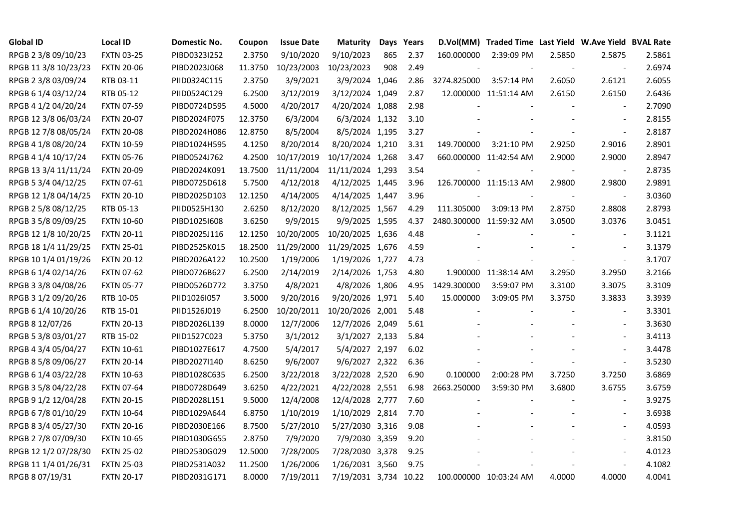| Global ID | Local ID | Domestic No. | Coupon | Issue Date | Maturity | Days | Years | D.Vol(MM) | Traded Time | Last Yield | W.Ave Yield | BVAL Rate |
|---|---|---|---|---|---|---|---|---|---|---|---|---|
| RPGB 2 3/8 09/10/23 | FXTN 03-25 | PIBD0323I252 | 2.3750 | 9/10/2020 | 9/10/2023 | 865 | 2.37 | 160.000000 | 2:39:09 PM | 2.5850 | 2.5875 | 2.5861 |
| RPGB 11 3/8 10/23/23 | FXTN 20-06 | PIBD2023J068 | 11.3750 | 10/23/2003 | 10/23/2023 | 908 | 2.49 | - | - | - | - | 2.6974 |
| RPGB 2 3/8 03/09/24 | RTB 03-11 | PIID0324C115 | 2.3750 | 3/9/2021 | 3/9/2024 | 1,046 | 2.86 | 3274.825000 | 3:57:14 PM | 2.6050 | 2.6121 | 2.6055 |
| RPGB 6 1/4 03/12/24 | RTB 05-12 | PIID0524C129 | 6.2500 | 3/12/2019 | 3/12/2024 | 1,049 | 2.87 | 12.000000 | 11:51:14 AM | 2.6150 | 2.6150 | 2.6436 |
| RPGB 4 1/2 04/20/24 | FXTN 07-59 | PIBD0724D595 | 4.5000 | 4/20/2017 | 4/20/2024 | 1,088 | 2.98 | - | - | - | - | 2.7090 |
| RPGB 12 3/8 06/03/24 | FXTN 20-07 | PIBD2024F075 | 12.3750 | 6/3/2004 | 6/3/2024 | 1,132 | 3.10 | - | - | - | - | 2.8155 |
| RPGB 12 7/8 08/05/24 | FXTN 20-08 | PIBD2024H086 | 12.8750 | 8/5/2004 | 8/5/2024 | 1,195 | 3.27 | - | - | - | - | 2.8187 |
| RPGB 4 1/8 08/20/24 | FXTN 10-59 | PIBD1024H595 | 4.1250 | 8/20/2014 | 8/20/2024 | 1,210 | 3.31 | 149.700000 | 3:21:10 PM | 2.9250 | 2.9016 | 2.8901 |
| RPGB 4 1/4 10/17/24 | FXTN 05-76 | PIBD0524J762 | 4.2500 | 10/17/2019 | 10/17/2024 | 1,268 | 3.47 | 660.000000 | 11:42:54 AM | 2.9000 | 2.9000 | 2.8947 |
| RPGB 13 3/4 11/11/24 | FXTN 20-09 | PIBD2024K091 | 13.7500 | 11/11/2004 | 11/11/2024 | 1,293 | 3.54 | - | - | - | - | 2.8735 |
| RPGB 5 3/4 04/12/25 | FXTN 07-61 | PIBD0725D618 | 5.7500 | 4/12/2018 | 4/12/2025 | 1,445 | 3.96 | 126.700000 | 11:15:13 AM | 2.9800 | 2.9800 | 2.9891 |
| RPGB 12 1/8 04/14/25 | FXTN 20-10 | PIBD2025D103 | 12.1250 | 4/14/2005 | 4/14/2025 | 1,447 | 3.96 | - | - | - | - | 3.0360 |
| RPGB 2 5/8 08/12/25 | RTB 05-13 | PIID0525H130 | 2.6250 | 8/12/2020 | 8/12/2025 | 1,567 | 4.29 | 111.305000 | 3:09:13 PM | 2.8750 | 2.8808 | 2.8793 |
| RPGB 3 5/8 09/09/25 | FXTN 10-60 | PIBD1025I608 | 3.6250 | 9/9/2015 | 9/9/2025 | 1,595 | 4.37 | 2480.300000 | 11:59:32 AM | 3.0500 | 3.0376 | 3.0451 |
| RPGB 12 1/8 10/20/25 | FXTN 20-11 | PIBD2025J116 | 12.1250 | 10/20/2005 | 10/20/2025 | 1,636 | 4.48 | - | - | - | - | 3.1121 |
| RPGB 18 1/4 11/29/25 | FXTN 25-01 | PIBD2525K015 | 18.2500 | 11/29/2000 | 11/29/2025 | 1,676 | 4.59 | - | - | - | - | 3.1379 |
| RPGB 10 1/4 01/19/26 | FXTN 20-12 | PIBD2026A122 | 10.2500 | 1/19/2006 | 1/19/2026 | 1,727 | 4.73 | - | - | - | - | 3.1707 |
| RPGB 6 1/4 02/14/26 | FXTN 07-62 | PIBD0726B627 | 6.2500 | 2/14/2019 | 2/14/2026 | 1,753 | 4.80 | 1.900000 | 11:38:14 AM | 3.2950 | 3.2950 | 3.2166 |
| RPGB 3 3/8 04/08/26 | FXTN 05-77 | PIBD0526D772 | 3.3750 | 4/8/2021 | 4/8/2026 | 1,806 | 4.95 | 1429.300000 | 3:59:07 PM | 3.3100 | 3.3075 | 3.3109 |
| RPGB 3 1/2 09/20/26 | RTB 10-05 | PIID1026I057 | 3.5000 | 9/20/2016 | 9/20/2026 | 1,971 | 5.40 | 15.000000 | 3:09:05 PM | 3.3750 | 3.3833 | 3.3939 |
| RPGB 6 1/4 10/20/26 | RTB 15-01 | PIID1526J019 | 6.2500 | 10/20/2011 | 10/20/2026 | 2,001 | 5.48 | - | - | - | - | 3.3301 |
| RPGB 8 12/07/26 | FXTN 20-13 | PIBD2026L139 | 8.0000 | 12/7/2006 | 12/7/2026 | 2,049 | 5.61 | - | - | - | - | 3.3630 |
| RPGB 5 3/8 03/01/27 | RTB 15-02 | PIID1527C023 | 5.3750 | 3/1/2012 | 3/1/2027 | 2,133 | 5.84 | - | - | - | - | 3.4113 |
| RPGB 4 3/4 05/04/27 | FXTN 10-61 | PIBD1027E617 | 4.7500 | 5/4/2017 | 5/4/2027 | 2,197 | 6.02 | - | - | - | - | 3.4478 |
| RPGB 8 5/8 09/06/27 | FXTN 20-14 | PIBD2027I140 | 8.6250 | 9/6/2007 | 9/6/2027 | 2,322 | 6.36 | - | - | - | - | 3.5230 |
| RPGB 6 1/4 03/22/28 | FXTN 10-63 | PIBD1028C635 | 6.2500 | 3/22/2018 | 3/22/2028 | 2,520 | 6.90 | 0.100000 | 2:00:28 PM | 3.7250 | 3.7250 | 3.6869 |
| RPGB 3 5/8 04/22/28 | FXTN 07-64 | PIBD0728D649 | 3.6250 | 4/22/2021 | 4/22/2028 | 2,551 | 6.98 | 2663.250000 | 3:59:30 PM | 3.6800 | 3.6755 | 3.6759 |
| RPGB 9 1/2 12/04/28 | FXTN 20-15 | PIBD2028L151 | 9.5000 | 12/4/2008 | 12/4/2028 | 2,777 | 7.60 | - | - | - | - | 3.9275 |
| RPGB 6 7/8 01/10/29 | FXTN 10-64 | PIBD1029A644 | 6.8750 | 1/10/2019 | 1/10/2029 | 2,814 | 7.70 | - | - | - | - | 3.6938 |
| RPGB 8 3/4 05/27/30 | FXTN 20-16 | PIBD2030E166 | 8.7500 | 5/27/2010 | 5/27/2030 | 3,316 | 9.08 | - | - | - | - | 4.0593 |
| RPGB 2 7/8 07/09/30 | FXTN 10-65 | PIBD1030G655 | 2.8750 | 7/9/2020 | 7/9/2030 | 3,359 | 9.20 | - | - | - | - | 3.8150 |
| RPGB 12 1/2 07/28/30 | FXTN 25-02 | PIBD2530G029 | 12.5000 | 7/28/2005 | 7/28/2030 | 3,378 | 9.25 | - | - | - | - | 4.0123 |
| RPGB 11 1/4 01/26/31 | FXTN 25-03 | PIBD2531A032 | 11.2500 | 1/26/2006 | 1/26/2031 | 3,560 | 9.75 | - | - | - | - | 4.1082 |
| RPGB 8 07/19/31 | FXTN 20-17 | PIBD2031G171 | 8.0000 | 7/19/2011 | 7/19/2031 | 3,734 | 10.22 | 100.000000 | 10:03:24 AM | 4.0000 | 4.0000 | 4.0041 |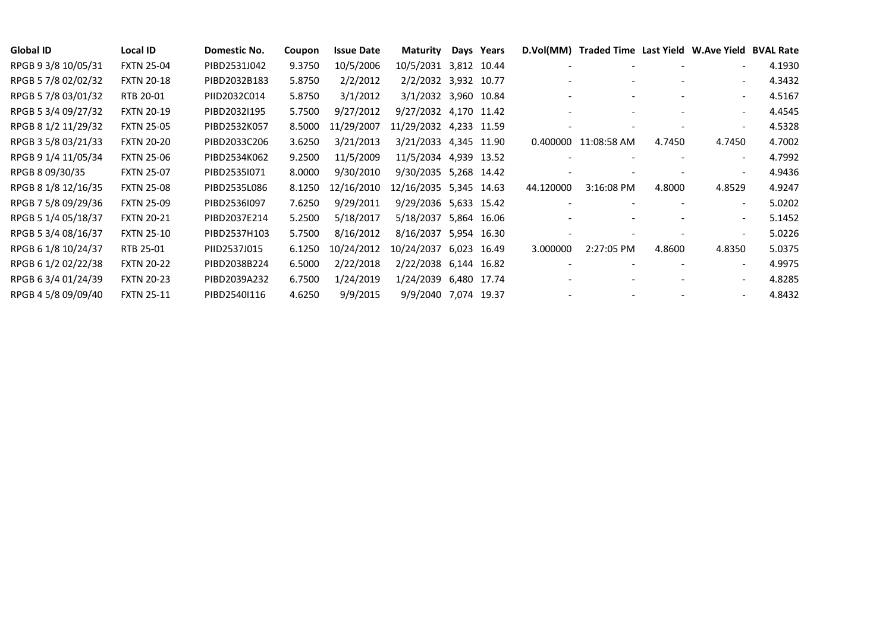| Global ID | Local ID | Domestic No. | Coupon | Issue Date | Maturity | Days | Years | D.Vol(MM) | Traded Time | Last Yield | W.Ave Yield | BVAL Rate |
|---|---|---|---|---|---|---|---|---|---|---|---|---|
| RPGB 9 3/8 10/05/31 | FXTN 25-04 | PIBD2531J042 | 9.3750 | 10/5/2006 | 10/5/2031 | 3,812 | 10.44 | - | - | - | - | 4.1930 |
| RPGB 5 7/8 02/02/32 | FXTN 20-18 | PIBD2032B183 | 5.8750 | 2/2/2012 | 2/2/2032 | 3,932 | 10.77 | - | - | - | - | 4.3432 |
| RPGB 5 7/8 03/01/32 | RTB 20-01 | PIID2032C014 | 5.8750 | 3/1/2012 | 3/1/2032 | 3,960 | 10.84 | - | - | - | - | 4.5167 |
| RPGB 5 3/4 09/27/32 | FXTN 20-19 | PIBD2032I195 | 5.7500 | 9/27/2012 | 9/27/2032 | 4,170 | 11.42 | - | - | - | - | 4.4545 |
| RPGB 8 1/2 11/29/32 | FXTN 25-05 | PIBD2532K057 | 8.5000 | 11/29/2007 | 11/29/2032 | 4,233 | 11.59 | - | - | - | - | 4.5328 |
| RPGB 3 5/8 03/21/33 | FXTN 20-20 | PIBD2033C206 | 3.6250 | 3/21/2013 | 3/21/2033 | 4,345 | 11.90 | 0.400000 | 11:08:58 AM | 4.7450 | 4.7450 | 4.7002 |
| RPGB 9 1/4 11/05/34 | FXTN 25-06 | PIBD2534K062 | 9.2500 | 11/5/2009 | 11/5/2034 | 4,939 | 13.52 | - | - | - | - | 4.7992 |
| RPGB 8 09/30/35 | FXTN 25-07 | PIBD2535I071 | 8.0000 | 9/30/2010 | 9/30/2035 | 5,268 | 14.42 | - | - | - | - | 4.9436 |
| RPGB 8 1/8 12/16/35 | FXTN 25-08 | PIBD2535L086 | 8.1250 | 12/16/2010 | 12/16/2035 | 5,345 | 14.63 | 44.120000 | 3:16:08 PM | 4.8000 | 4.8529 | 4.9247 |
| RPGB 7 5/8 09/29/36 | FXTN 25-09 | PIBD2536I097 | 7.6250 | 9/29/2011 | 9/29/2036 | 5,633 | 15.42 | - | - | - | - | 5.0202 |
| RPGB 5 1/4 05/18/37 | FXTN 20-21 | PIBD2037E214 | 5.2500 | 5/18/2017 | 5/18/2037 | 5,864 | 16.06 | - | - | - | - | 5.1452 |
| RPGB 5 3/4 08/16/37 | FXTN 25-10 | PIBD2537H103 | 5.7500 | 8/16/2012 | 8/16/2037 | 5,954 | 16.30 | - | - | - | - | 5.0226 |
| RPGB 6 1/8 10/24/37 | RTB 25-01 | PIID2537J015 | 6.1250 | 10/24/2012 | 10/24/2037 | 6,023 | 16.49 | 3.000000 | 2:27:05 PM | 4.8600 | 4.8350 | 5.0375 |
| RPGB 6 1/2 02/22/38 | FXTN 20-22 | PIBD2038B224 | 6.5000 | 2/22/2018 | 2/22/2038 | 6,144 | 16.82 | - | - | - | - | 4.9975 |
| RPGB 6 3/4 01/24/39 | FXTN 20-23 | PIBD2039A232 | 6.7500 | 1/24/2019 | 1/24/2039 | 6,480 | 17.74 | - | - | - | - | 4.8285 |
| RPGB 4 5/8 09/09/40 | FXTN 25-11 | PIBD2540I116 | 4.6250 | 9/9/2015 | 9/9/2040 | 7,074 | 19.37 | - | - | - | - | 4.8432 |